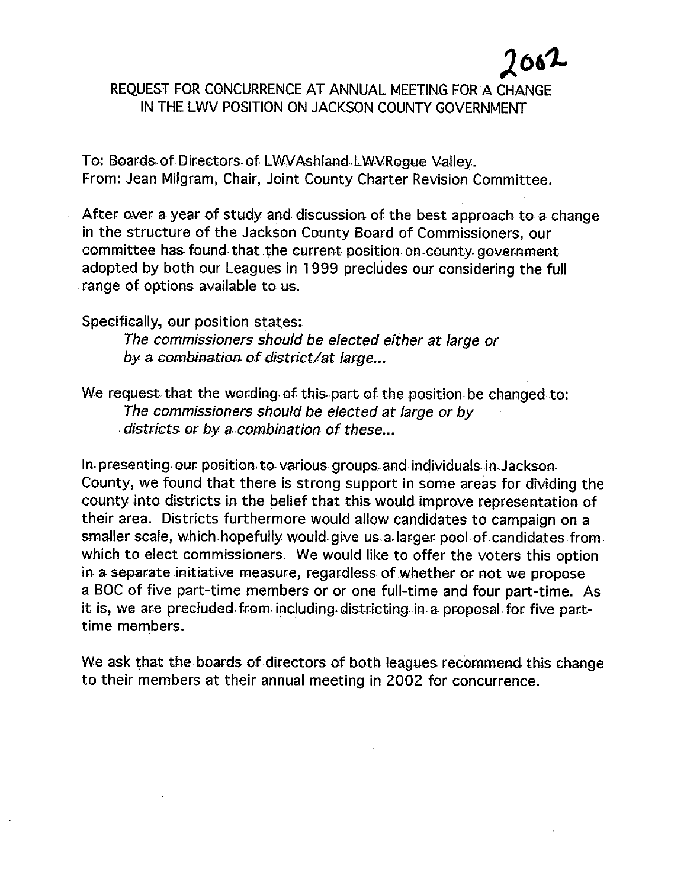2002

# REQUEST FOR CONCURRENCE AT ANNUAL MEETING FOR A CHANGE IN THE LWV POSITION ON JACKSON COUNTY GOVERNMENT

To: Boards of Directors of LWVAshland LWVRogue Valley.
From: Jean Milgram, Chair, Joint County Charter Revision Committee.

After over a year of study and discussion of the best approach to a change in the structure of the Jackson County Board of Commissioners, our committee has found that the current position on county government adopted by both our Leagues in 1999 precludes our considering the full range of options available to us.

Specifically, our position states:

> *The commissioners should be elected either at large or by a combination of district/at large...*

We request that the wording of this part of the position be changed to:

> *The commissioners should be elected at large or by districts or by a combination of these...*

In presenting our position to various groups and individuals in Jackson County, we found that there is strong support in some areas for dividing the county into districts in the belief that this would improve representation of their area. Districts furthermore would allow candidates to campaign on a smaller scale, which hopefully would give us a larger pool of candidates from which to elect commissioners. We would like to offer the voters this option in a separate initiative measure, regardless of whether or not we propose a BOC of five part-time members or or one full-time and four part-time. As it is, we are precluded from including districting in a proposal for five part-time members.

We ask that the boards of directors of both leagues recommend this change to their members at their annual meeting in 2002 for concurrence.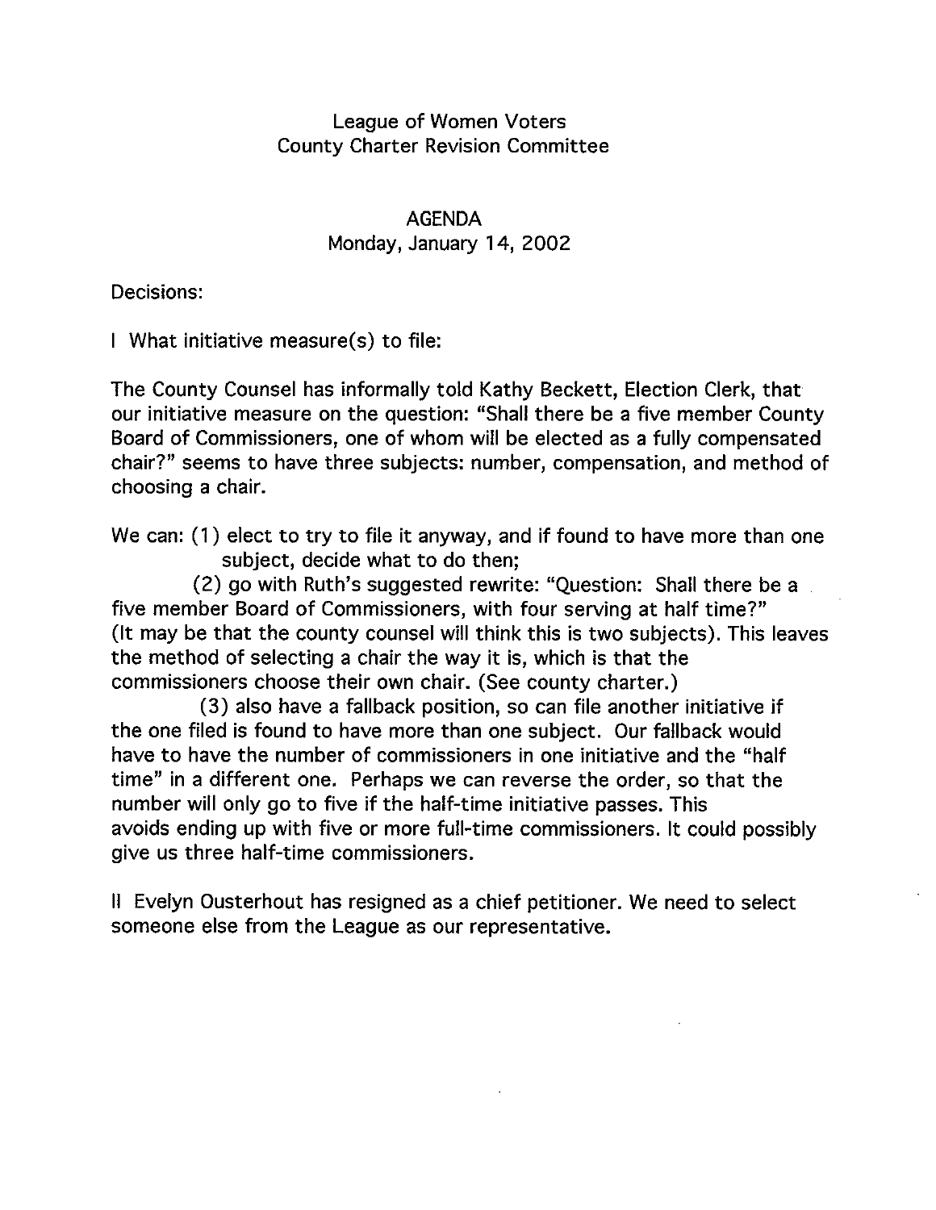League of Women Voters
County Charter Revision Committee

AGENDA
Monday, January 14, 2002

Decisions:

I What initiative measure(s) to file:

The County Counsel has informally told Kathy Beckett, Election Clerk, that our initiative measure on the question: "Shall there be a five member County Board of Commissioners, one of whom will be elected as a fully compensated chair?" seems to have three subjects: number, compensation, and method of choosing a chair.

We can: (1) elect to try to file it anyway, and if found to have more than one subject, decide what to do then;

(2) go with Ruth's suggested rewrite: "Question: Shall there be a five member Board of Commissioners, with four serving at half time?" (It may be that the county counsel will think this is two subjects). This leaves the method of selecting a chair the way it is, which is that the commissioners choose their own chair. (See county charter.)

(3) also have a fallback position, so can file another initiative if the one filed is found to have more than one subject. Our fallback would have to have the number of commissioners in one initiative and the "half time" in a different one. Perhaps we can reverse the order, so that the number will only go to five if the half-time initiative passes. This avoids ending up with five or more full-time commissioners. It could possibly give us three half-time commissioners.

II Evelyn Ousterhout has resigned as a chief petitioner. We need to select someone else from the League as our representative.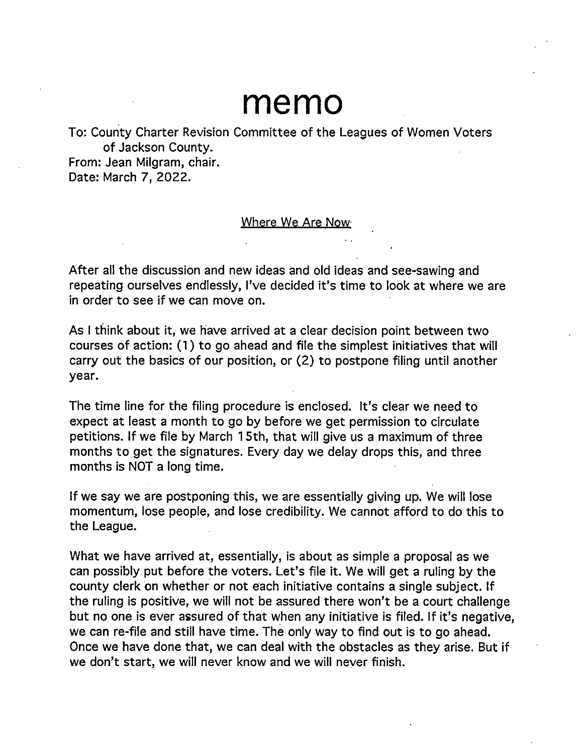# memo

To: County Charter Revision Committee of the Leagues of Women Voters of Jackson County.
From: Jean Milgram, chair.
Date: March 7, 2022.

## Where We Are Now

After all the discussion and new ideas and old ideas and see-sawing and repeating ourselves endlessly, I've decided it's time to look at where we are in order to see if we can move on.

As I think about it, we have arrived at a clear decision point between two courses of action: (1) to go ahead and file the simplest initiatives that will carry out the basics of our position, or (2) to postpone filing until another year.

The time line for the filing procedure is enclosed. It's clear we need to expect at least a month to go by before we get permission to circulate petitions. If we file by March 15th, that will give us a maximum of three months to get the signatures. Every day we delay drops this, and three months is NOT a long time.

If we say we are postponing this, we are essentially giving up. We will lose momentum, lose people, and lose credibility. We cannot afford to do this to the League.

What we have arrived at, essentially, is about as simple a proposal as we can possibly put before the voters. Let's file it. We will get a ruling by the county clerk on whether or not each initiative contains a single subject. If the ruling is positive, we will not be assured there won't be a court challenge but no one is ever assured of that when any initiative is filed. If it's negative, we can re-file and still have time. The only way to find out is to go ahead. Once we have done that, we can deal with the obstacles as they arise. But if we don't start, we will never know and we will never finish.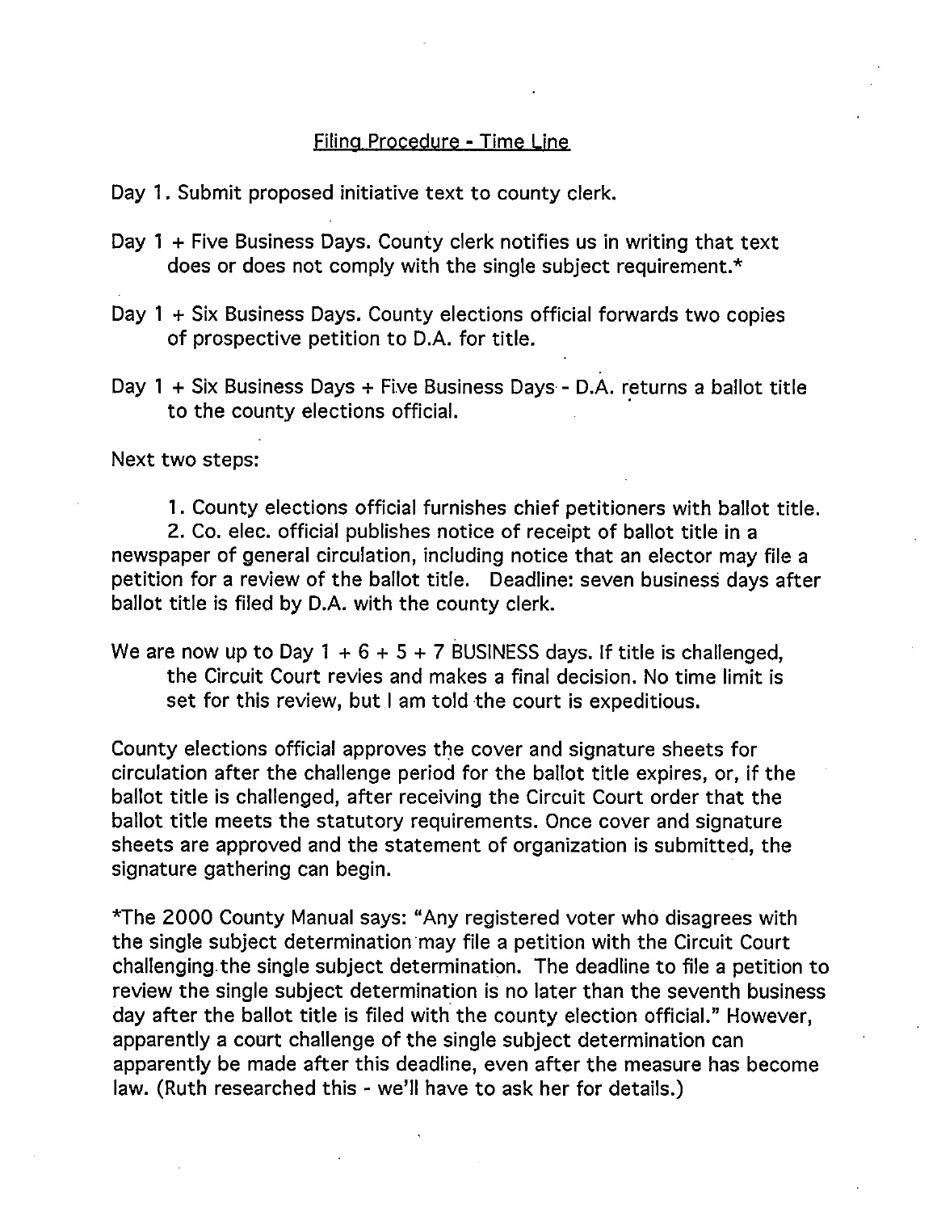## Filing Procedure - Time Line

Day 1. Submit proposed initiative text to county clerk.

Day 1 + Five Business Days. County clerk notifies us in writing that text does or does not comply with the single subject requirement.*

Day 1 + Six Business Days. County elections official forwards two copies of prospective petition to D.A. for title.

Day 1 + Six Business Days + Five Business Days - D.A. returns a ballot title to the county elections official.

Next two steps:

1. County elections official furnishes chief petitioners with ballot title.
2. Co. elec. official publishes notice of receipt of ballot title in a newspaper of general circulation, including notice that an elector may file a petition for a review of the ballot title. Deadline: seven business days after ballot title is filed by D.A. with the county clerk.

We are now up to Day 1 + 6 + 5 + 7 BUSINESS days. If title is challenged, the Circuit Court revies and makes a final decision. No time limit is set for this review, but I am told the court is expeditious.

County elections official approves the cover and signature sheets for circulation after the challenge period for the ballot title expires, or, if the ballot title is challenged, after receiving the Circuit Court order that the ballot title meets the statutory requirements. Once cover and signature sheets are approved and the statement of organization is submitted, the signature gathering can begin.

*The 2000 County Manual says: "Any registered voter who disagrees with the single subject determination may file a petition with the Circuit Court challenging the single subject determination. The deadline to file a petition to review the single subject determination is no later than the seventh business day after the ballot title is filed with the county election official." However, apparently a court challenge of the single subject determination can apparently be made after this deadline, even after the measure has become law. (Ruth researched this - we'll have to ask her for details.)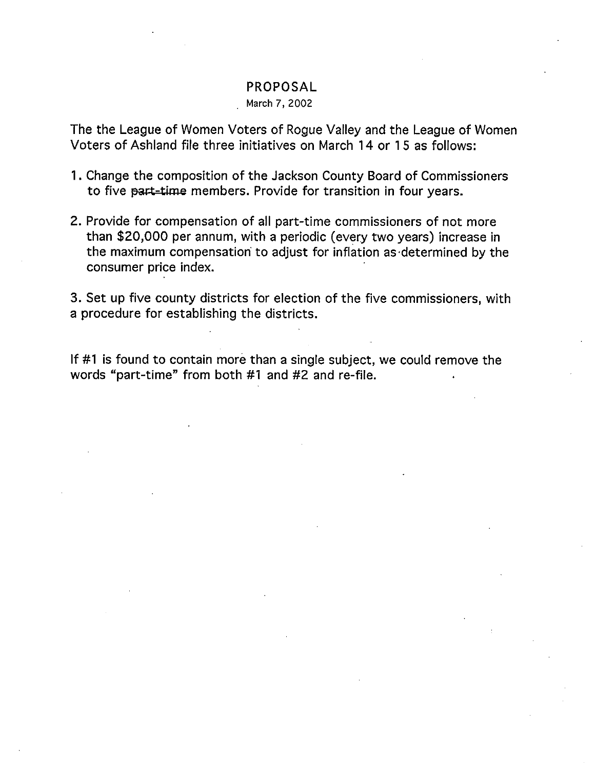# PROPOSAL

March 7, 2002

The the League of Women Voters of Rogue Valley and the League of Women Voters of Ashland file three initiatives on March 14 or 15 as follows:

1. Change the composition of the Jackson County Board of Commissioners to five ~~part-time~~ members. Provide for transition in four years.

2. Provide for compensation of all part-time commissioners of not more than $20,000 per annum, with a periodic (every two years) increase in the maximum compensation to adjust for inflation as determined by the consumer price index.

3. Set up five county districts for election of the five commissioners, with a procedure for establishing the districts.

If #1 is found to contain more than a single subject, we could remove the words "part-time" from both #1 and #2 and re-file.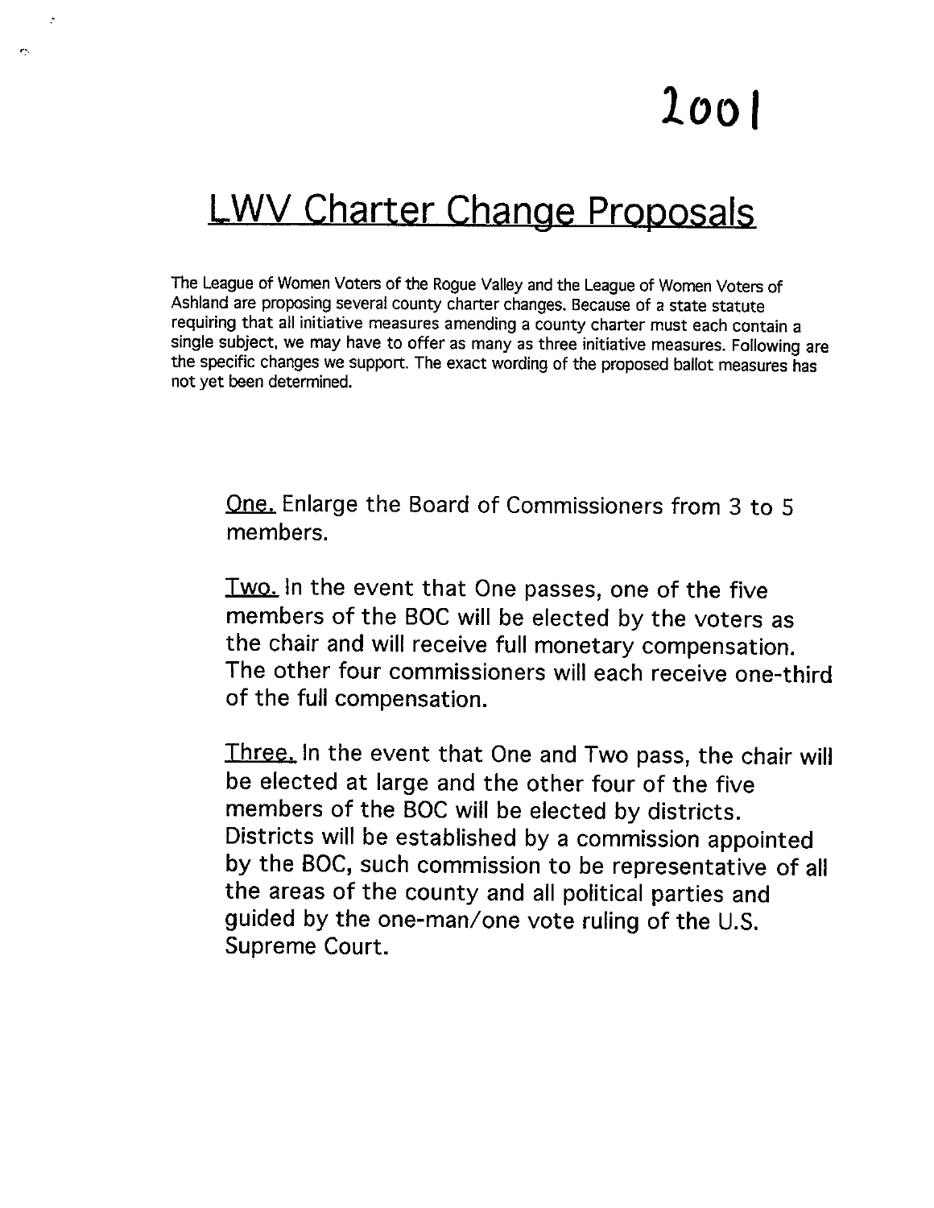2001

# LWV Charter Change Proposals

The League of Women Voters of the Rogue Valley and the League of Women Voters of Ashland are proposing several county charter changes. Because of a state statute requiring that all initiative measures amending a county charter must each contain a single subject, we may have to offer as many as three initiative measures. Following are the specific changes we support. The exact wording of the proposed ballot measures has not yet been determined.

One. Enlarge the Board of Commissioners from 3 to 5 members.

Two. In the event that One passes, one of the five members of the BOC will be elected by the voters as the chair and will receive full monetary compensation. The other four commissioners will each receive one-third of the full compensation.

Three. In the event that One and Two pass, the chair will be elected at large and the other four of the five members of the BOC will be elected by districts. Districts will be established by a commission appointed by the BOC, such commission to be representative of all the areas of the county and all political parties and guided by the one-man/one vote ruling of the U.S. Supreme Court.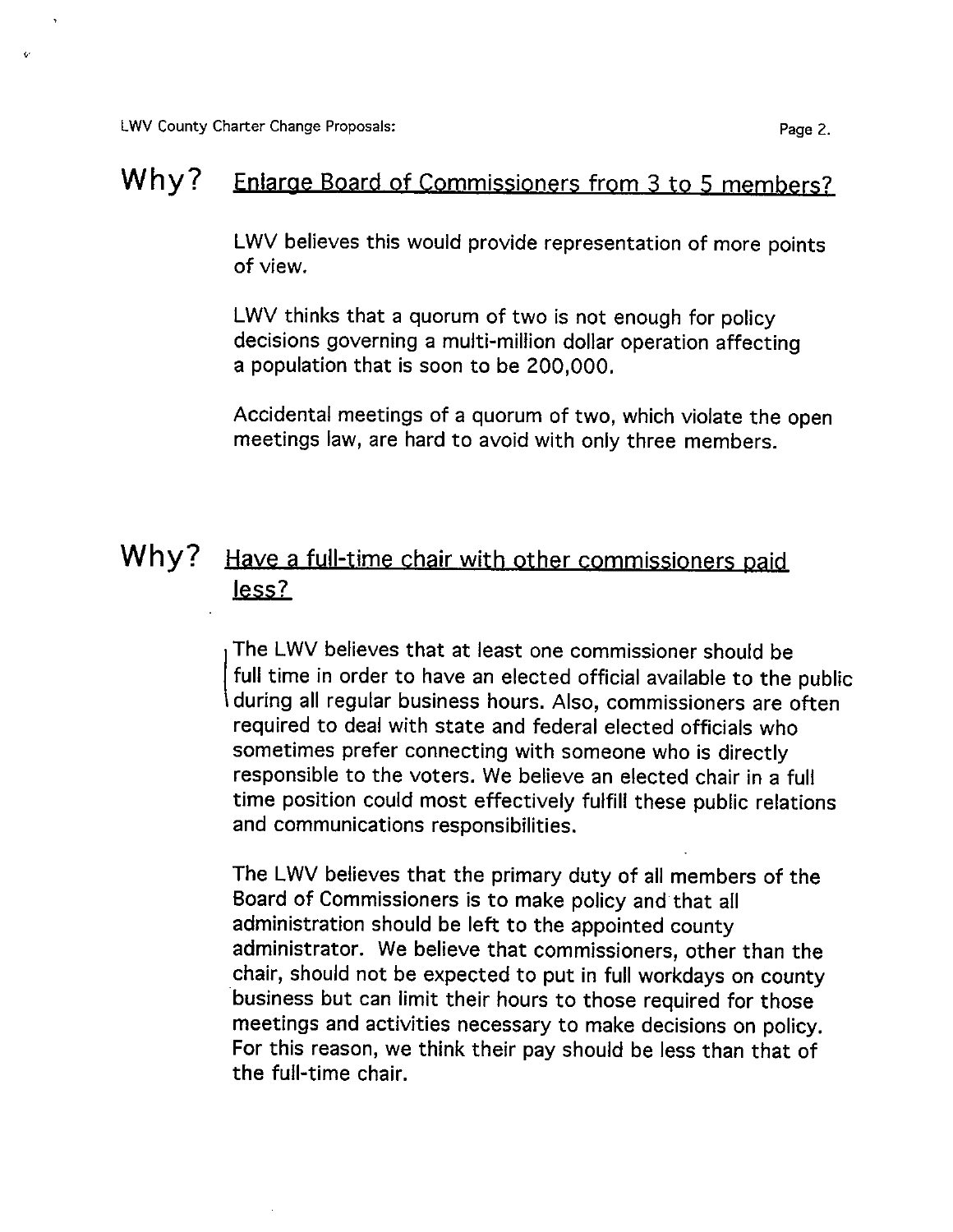## Why? Enlarge Board of Commissioners from 3 to 5 members?

LWV believes this would provide representation of more points of view.

LWV thinks that a quorum of two is not enough for policy decisions governing a multi-million dollar operation affecting a population that is soon to be 200,000.

Accidental meetings of a quorum of two, which violate the open meetings law, are hard to avoid with only three members.

## Why? Have a full-time chair with other commissioners paid less?

The LWV believes that at least one commissioner should be full time in order to have an elected official available to the public during all regular business hours. Also, commissioners are often required to deal with state and federal elected officials who sometimes prefer connecting with someone who is directly responsible to the voters. We believe an elected chair in a full time position could most effectively fulfill these public relations and communications responsibilities.

The LWV believes that the primary duty of all members of the Board of Commissioners is to make policy and that all administration should be left to the appointed county administrator. We believe that commissioners, other than the chair, should not be expected to put in full workdays on county business but can limit their hours to those required for those meetings and activities necessary to make decisions on policy. For this reason, we think their pay should be less than that of the full-time chair.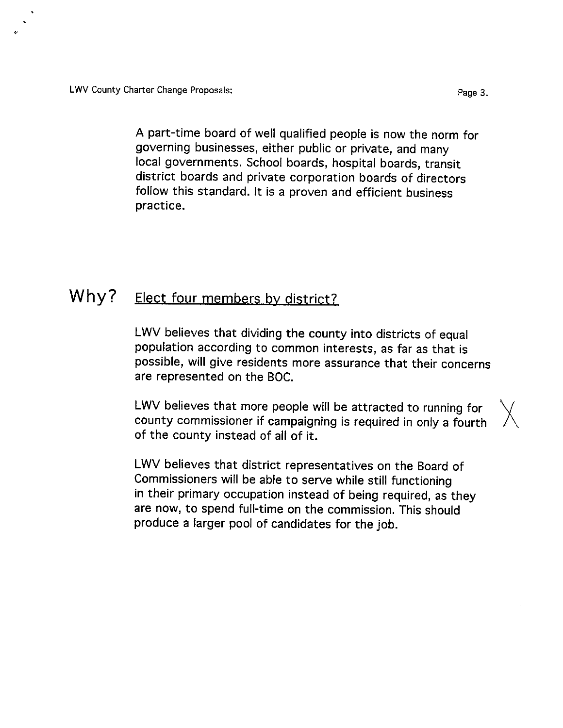A part-time board of well qualified people is now the norm for governing businesses, either public or private, and many local governments. School boards, hospital boards, transit district boards and private corporation boards of directors follow this standard. It is a proven and efficient business practice.

## Why? <u>Elect four members by district?</u>

LWV believes that dividing the county into districts of equal population according to common interests, as far as that is possible, will give residents more assurance that their concerns are represented on the BOC.

LWV believes that more people will be attracted to running for county commissioner if campaigning is required in only a fourth of the county instead of all of it.

X

LWV believes that district representatives on the Board of Commissioners will be able to serve while still functioning in their primary occupation instead of being required, as they are now, to spend full-time on the commission. This should produce a larger pool of candidates for the job.